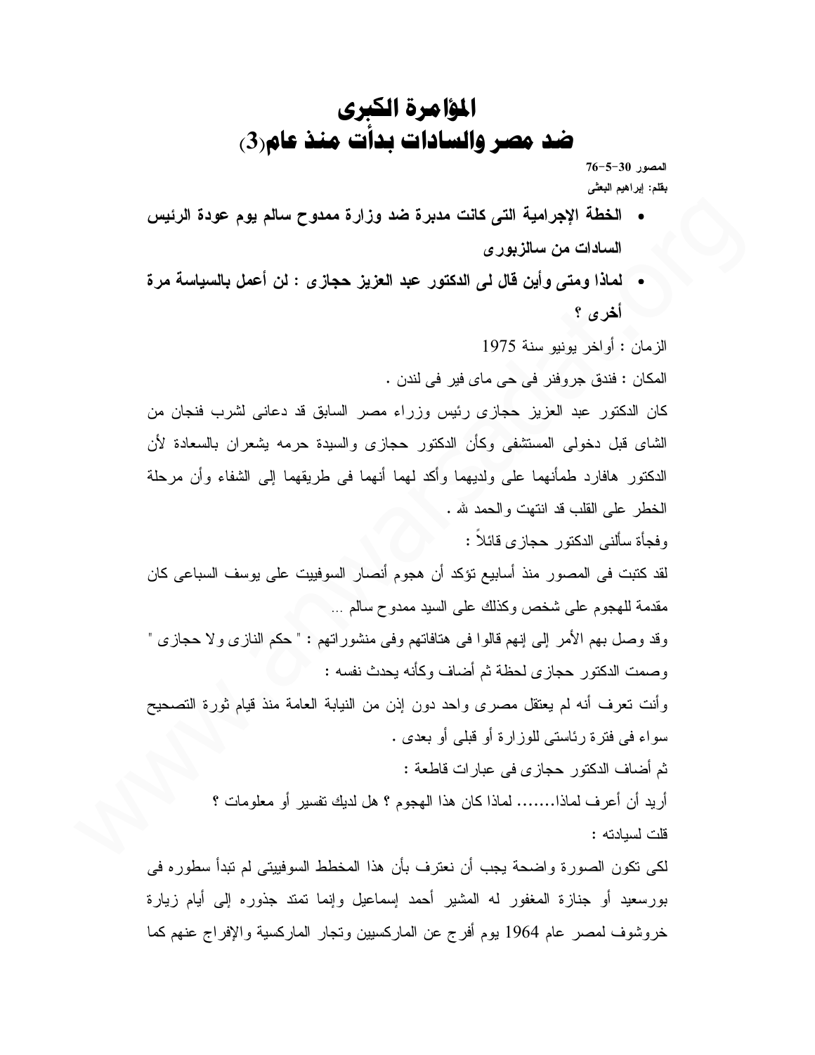# المؤامرة الكبرى
# ضد مصر والسادات بدأت منذ عام(3)

**المصور 30-5-76**
**بقلم: إبراهيم البعثى**

- **الخطة الإجرامية التى كانت مدبرة ضد وزارة ممدوح سالم يوم عودة الرئيس السادات من سالزبورى**
- **لماذا ومتى وأين قال لى الدكتور عبد العزيز حجازى : لن أعمل بالسياسة مرة أخرى ؟**

الزمان : أواخر يونيو سنة 1975

المكان : فندق جروفنر فى حى ماى فير فى لندن .

كان الدكتور عبد العزيز حجازى رئيس وزراء مصر السابق قد دعانى لشرب فنجان من الشاى قبل دخولى المستشفى وكأن الدكتور حجازى والسيدة حرمه يشعران بالسعادة لأن الدكتور هافارد طمأنهما على ولديهما وأكد لهما أنهما فى طريقهما إلى الشفاء وأن مرحلة الخطر على القلب قد انتهت والحمد لله .

وفجأة سألنى الدكتور حجازى قائلاً :

لقد كتبت فى المصور منذ أسابيع تؤكد أن هجوم أنصار السوفييت على يوسف السباعى كان مقدمة للهجوم على شخص وكذلك على السيد ممدوح سالم ...

وقد وصل بهم الأمر إلى إنهم قالوا فى هتافاتهم وفى منشوراتهم : " حكم النازى ولا حجازى "

وصمت الدكتور حجازى لحظة ثم أضاف وكأنه يحدث نفسه :

وأنت تعرف أنه لم يعتقل مصرى واحد دون إذن من النيابة العامة منذ قيام ثورة التصحيح سواء فى فترة رئاستى للوزارة أو قبلى أو بعدى .

ثم أضاف الدكتور حجازى فى عبارات قاطعة :

أريد أن أعرف لماذا....... لماذا كان هذا الهجوم ؟ هل لديك تفسير أو معلومات ؟

قلت لسيادته :

لكى تكون الصورة واضحة يجب أن نعترف بأن هذا المخطط السوفييتى لم تبدأ سطوره فى بورسعيد أو جنازة المغفور له المشير أحمد إسماعيل وإنما تمتد جذوره إلى أيام زيارة خروشوف لمصر عام 1964 يوم أفرج عن الماركسيين وتجار الماركسية والإفراج عنهم كما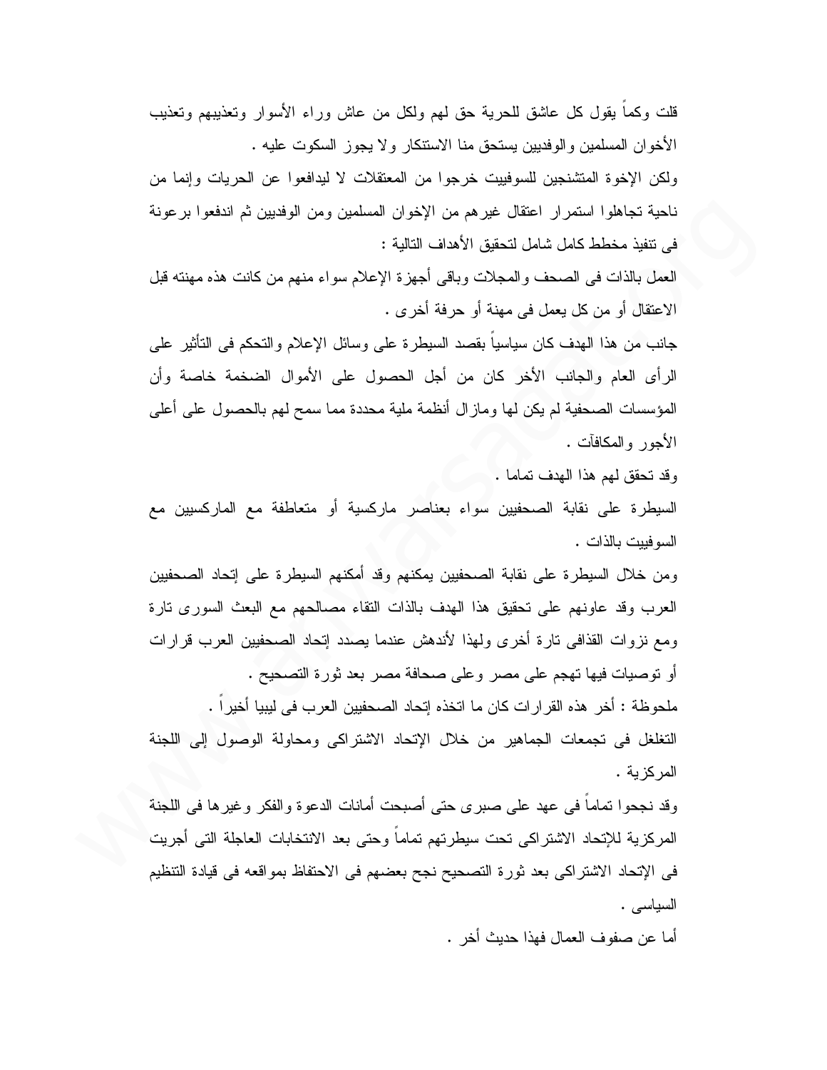قلت وكماً يقول كل عاشق للحرية حق لهم ولكل من عاش وراء الأسوار وتعذيبهم وتعذيب الأخوان المسلمين والوفديين يستحق منا الاستنكار ولا يجوز السكوت عليه .

ولكن الإخوة المتشنجين للسوفييت خرجوا من المعتقلات لا ليدافعوا عن الحريات وإنما من ناحية تجاهلوا استمرار اعتقال غيرهم من الإخوان المسلمين ومن الوفديين ثم اندفعوا برعونة فى تنفيذ مخطط كامل شامل لتحقيق الأهداف التالية :

العمل بالذات فى الصحف والمجلات وباقى أجهزة الإعلام سواء منهم من كانت هذه مهنته قبل الاعتقال أو من كل يعمل فى مهنة أو حرفة أخرى .

جانب من هذا الهدف كان سياسياً بقصد السيطرة على وسائل الإعلام والتحكم فى التأثير على الرأى العام والجانب الأخر كان من أجل الحصول على الأموال الضخمة خاصة وأن المؤسسات الصحفية لم يكن لها ومازال أنظمة ملية محددة مما سمح لهم بالحصول على أعلى الأجور والمكافآت .

وقد تحقق لهم هذا الهدف تماما .

السيطرة على نقابة الصحفيين سواء بعناصر ماركسية أو متعاطفة مع الماركسيين مع السوفييت بالذات .

ومن خلال السيطرة على نقابة الصحفيين يمكنهم وقد أمكنهم السيطرة على إتحاد الصحفيين العرب وقد عاونهم على تحقيق هذا الهدف بالذات التقاء مصالحهم مع البعث السورى تارة ومع نزوات القذافى تارة أخرى ولهذا لأندهش عندما يصدد إتحاد الصحفيين العرب قرارات أو توصيات فيها تهجم على مصر وعلى صحافة مصر بعد ثورة التصحيح .

ملحوظة : أخر هذه القرارات كان ما اتخذه إتحاد الصحفيين العرب فى ليبيا أخيراً .

التغلغل فى تجمعات الجماهير من خلال الإتحاد الاشتراكى ومحاولة الوصول إلى اللجنة المركزية .

وقد نجحوا تماماً فى عهد على صبرى حتى أصبحت أمانات الدعوة والفكر وغيرها فى اللجنة المركزية للإتحاد الاشتراكى تحت سيطرتهم تماماً وحتى بعد الانتخابات العاجلة التى أجريت فى الإتحاد الاشتراكى بعد ثورة التصحيح نجح بعضهم فى الاحتفاظ بمواقعه فى قيادة التنظيم السياسى .

أما عن صفوف العمال فهذا حديث أخر .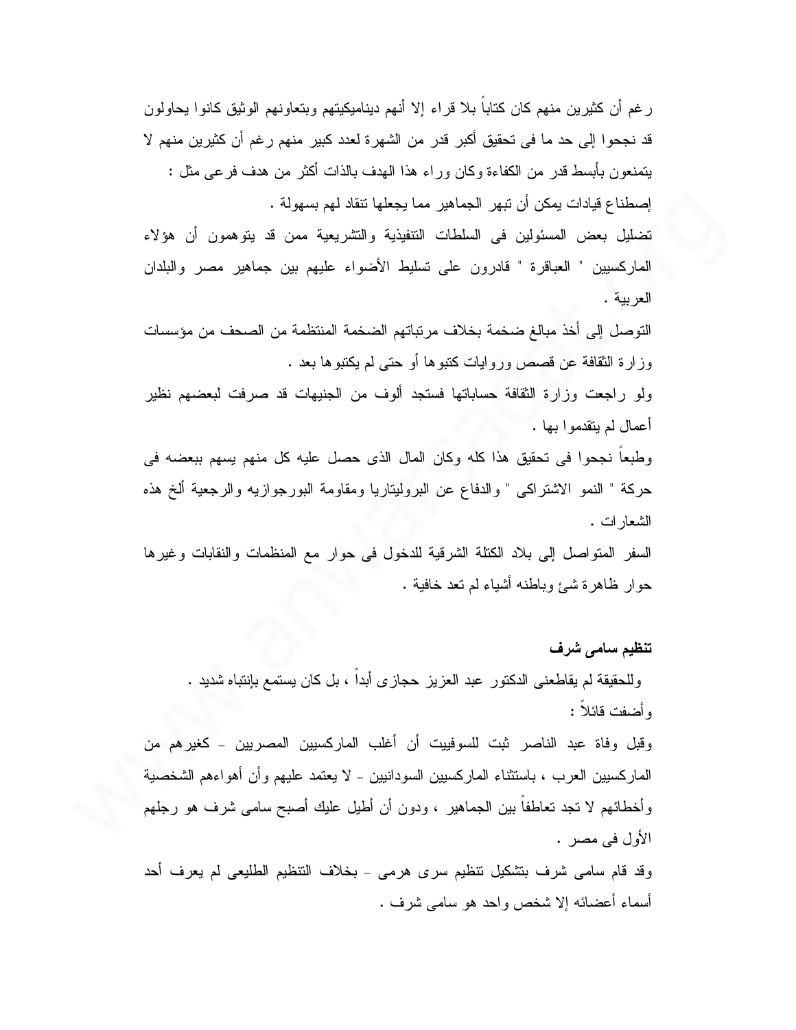رغم أن كثيرين منهم كان كتاباً بلا قراء إلا أنهم ديناميكيتهم وبتعاونهم الوثيق كانوا يحاولون قد نجحوا إلى حد ما فى تحقيق أكبر قدر من الشهرة لعدد كبير منهم رغم أن كثيرين منهم لا يتمنعون بأبسط قدر من الكفاءة وكان وراء هذا الهدف بالذات أكثر من هدف فرعى مثل :

إصطناع قيادات يمكن أن تبهر الجماهير مما يجعلها تنقاد لهم بسهولة .

تضليل بعض المسئولين فى السلطات التنفيذية والتشريعية ممن قد يتوهمون أن هؤلاء الماركسيين " العباقرة " قادرون على تسليط الأضواء عليهم بين جماهير مصر والبلدان العربية .

التوصل إلى أخذ مبالغ ضخمة بخلاف مرتباتهم الضخمة المنتظمة من الصحف من مؤسسات وزارة الثقافة عن قصص وروايات كتبوها أو حتى لم يكتبوها بعد .

ولو راجعت وزارة الثقافة حساباتها فستجد ألوف من الجنيهات قد صرفت لبعضهم نظير أعمال لم يتقدموا بها .

وطبعاً نجحوا فى تحقيق هذا كله وكان المال الذى حصل عليه كل منهم يسهم ببعضه فى حركة " النمو الاشتراكى " والدفاع عن البروليتاريا ومقاومة البورجوازيه والرجعية ألخ هذه الشعارات .

السفر المتواصل إلى بلاد الكتلة الشرقية للدخول فى حوار مع المنظمات والنقابات وغيرها حوار ظاهرة شئ وباطنه أشياء لم تعد خافية .

**تنظيم سامى شرف**

وللحقيقة لم يقاطعنى الدكتور عبد العزيز حجازى أبداً ، بل كان يستمع بإنتباه شديد .

وأضفت قائلاً :

وقبل وفاة عبد الناصر ثبت للسوفييت أن أغلب الماركسيين المصريين - كغيرهم من الماركسيين العرب ، باستثناء الماركسيين السودانيين - لا يعتمد عليهم وأن أهواءهم الشخصية وأخطائهم لا تجد تعاطفاً بين الجماهير ، ودون أن أطيل عليك أصبح سامى شرف هو رجلهم الأول فى مصر .

وقد قام سامى شرف بتشكيل تنظيم سرى هرمى - بخلاف التنظيم الطليعى لم يعرف أحد أسماء أعضائه إلا شخص واحد هو سامى شرف .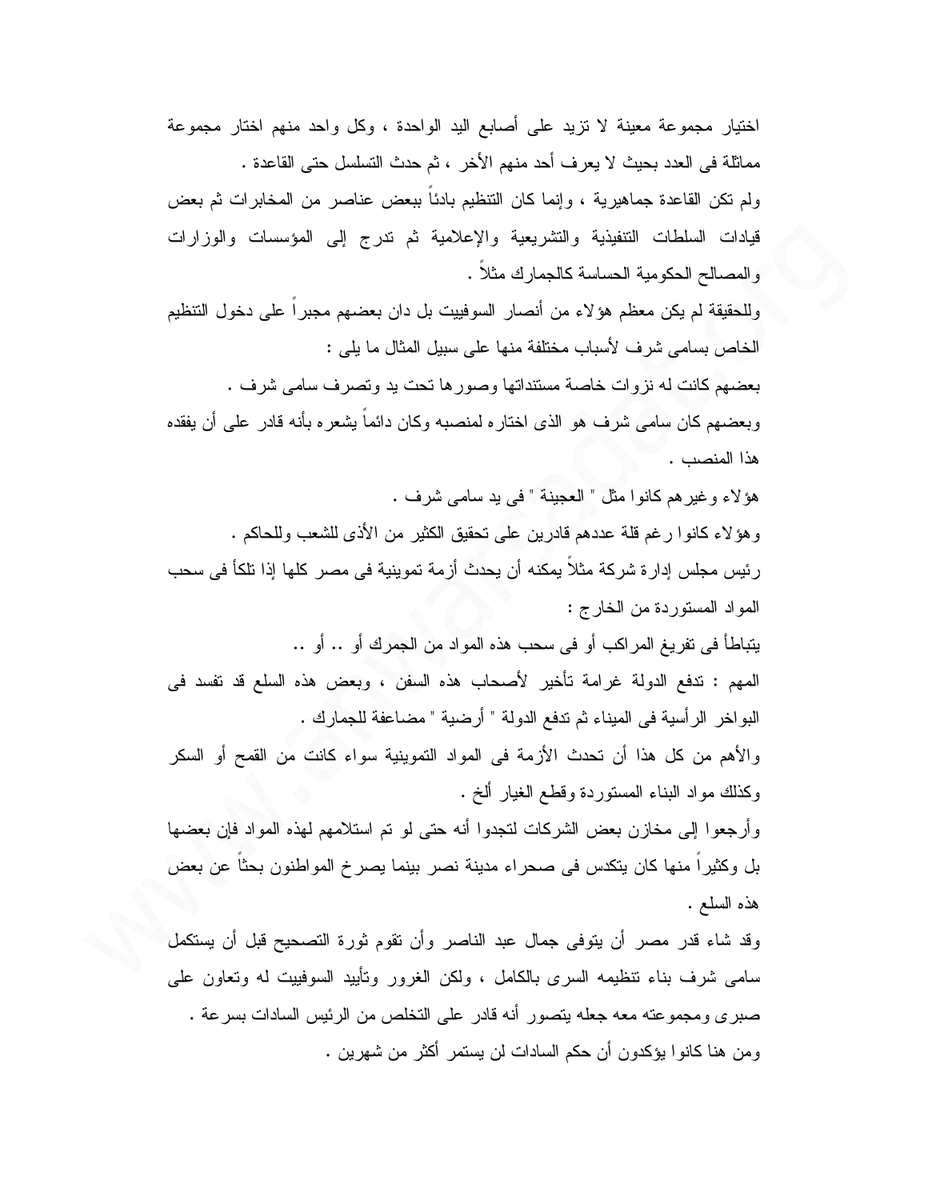اختيار مجموعة معينة لا تزيد على أصابع اليد الواحدة ، وكل واحد منهم اختار مجموعة مماثلة فى العدد بحيث لا يعرف أحد منهم الأخر ، ثم حدث التسلسل حتى القاعدة .

ولم تكن القاعدة جماهيرية ، وإنما كان التنظيم بادئاً ببعض عناصر من المخابرات ثم بعض قيادات السلطات التنفيذية والتشريعية والإعلامية ثم تدرج إلى المؤسسات والوزارات والمصالح الحكومية الحساسة كالجمارك مثلاً .

وللحقيقة لم يكن معظم هؤلاء من أنصار السوفييت بل دان بعضهم مجبراً على دخول التنظيم الخاص بسامى شرف لأسباب مختلفة منها على سبيل المثال ما يلى :

بعضهم كانت له نزوات خاصة مستنداتها وصورها تحت يد وتصرف سامى شرف .

وبعضهم كان سامى شرف هو الذى اختاره لمنصبه وكان دائماً يشعره بأنه قادر على أن يفقده هذا المنصب .

هؤلاء وغيرهم كانوا مثل " العجينة " فى يد سامى شرف .

وهؤلاء كانوا رغم قلة عددهم قادرين على تحقيق الكثير من الأذى للشعب وللحاكم .

رئيس مجلس إدارة شركة مثلاً يمكنه أن يحدث أزمة تموينية فى مصر كلها إذا تلكأ فى سحب المواد المستوردة من الخارج :

يتباطأ فى تفريغ المراكب أو فى سحب هذه المواد من الجمرك أو .. أو ..

المهم : تدفع الدولة غرامة تأخير لأصحاب هذه السفن ، وبعض هذه السلع قد تفسد فى البواخر الرأسية فى الميناء ثم تدفع الدولة " أرضية " مضاعفة للجمارك .

والأهم من كل هذا أن تحدث الأزمة فى المواد التموينية سواء كانت من القمح أو السكر وكذلك مواد البناء المستوردة وقطع الغيار ألخ .

وأرجعوا إلى مخازن بعض الشركات لتجدوا أنه حتى لو تم استلامهم لهذه المواد فإن بعضها بل وكثيراً منها كان يتكدس فى صحراء مدينة نصر بينما يصرخ المواطنون بحثاً عن بعض هذه السلع .

وقد شاء قدر مصر أن يتوفى جمال عبد الناصر وأن تقوم ثورة التصحيح قبل أن يستكمل سامى شرف بناء تنظيمه السرى بالكامل ، ولكن الغرور وتأييد السوفييت له وتعاون على صبرى ومجموعته معه جعله يتصور أنه قادر على التخلص من الرئيس السادات بسرعة .

ومن هنا كانوا يؤكدون أن حكم السادات لن يستمر أكثر من شهرين .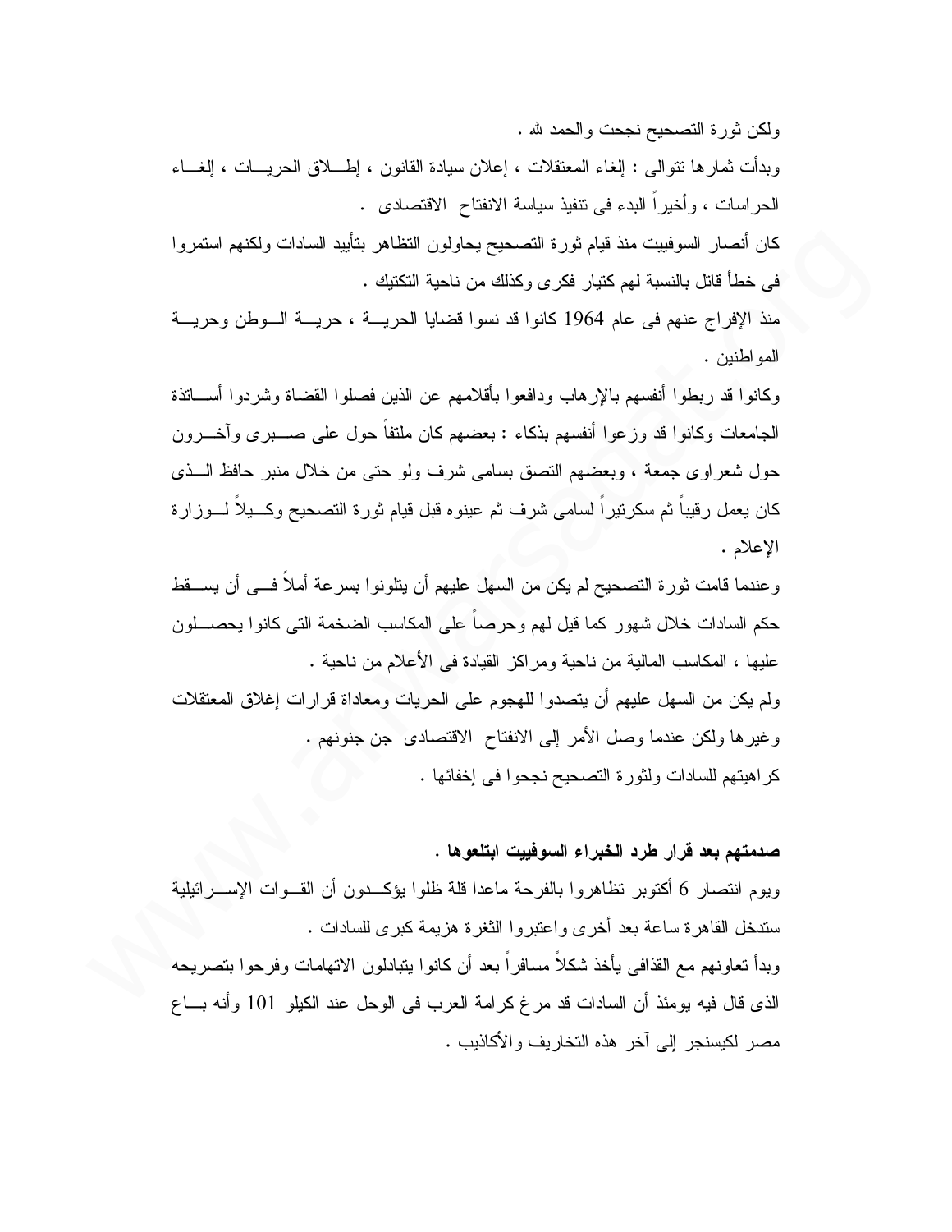ولكن ثورة التصحيح نجحت والحمد لله .

وبدأت ثمارها تتوالى : إلغاء المعتقلات ، إعلان سيادة القانون ، إطلاق الحريات ، إلغاء الحراسات ، وأخيراً البدء فى تنفيذ سياسة الانفتاح الاقتصادى .

كان أنصار السوفييت منذ قيام ثورة التصحيح يحاولون التظاهر بتأييد السادات ولكنهم استمروا فى خطأ قاتل بالنسبة لهم كتيار فكرى وكذلك من ناحية التكتيك .

منذ الإفراج عنهم فى عام 1964 كانوا قد نسوا قضايا الحرية ، حرية الوطن وحرية المواطنين .

وكانوا قد ربطوا أنفسهم بالإرهاب ودافعوا بأقلامهم عن الذين فصلوا القضاة وشردوا أساتذة الجامعات وكانوا قد وزعوا أنفسهم بذكاء : بعضهم كان ملتفاً حول على صبرى وآخرون حول شعراوى جمعة ، وبعضهم التصق بسامى شرف ولو حتى من خلال منبر حافظ الذى كان يعمل رقيباً ثم سكرتيراً لسامى شرف ثم عينوه قبل قيام ثورة التصحيح وكيلاً لوزارة الإعلام .

وعندما قامت ثورة التصحيح لم يكن من السهل عليهم أن يتلونوا بسرعة أملاً فى أن يسقط حكم السادات خلال شهور كما قيل لهم وحرصاً على المكاسب الضخمة التى كانوا يحصلون عليها ، المكاسب المالية من ناحية ومراكز القيادة فى الأعلام من ناحية .

ولم يكن من السهل عليهم أن يتصدوا للهجوم على الحريات ومعاداة قرارات إغلاق المعتقلات وغيرها ولكن عندما وصل الأمر إلى الانفتاح الاقتصادى جن جنونهم .

كراهيتهم للسادات ولثورة التصحيح نجحوا فى إخفائها .

**صدمتهم بعد قرار طرد الخبراء السوفييت ابتلعوها .**

ويوم انتصار 6 أكتوبر تظاهروا بالفرحة ماعدا قلة ظلوا يؤكدون أن القوات الإسرائيلية ستدخل القاهرة ساعة بعد أخرى واعتبروا الثغرة هزيمة كبرى للسادات .

وبدأ تعاونهم مع القذافى يأخذ شكلاً مسافراً بعد أن كانوا يتبادلون الاتهامات وفرحوا بتصريحه الذى قال فيه يومئذ أن السادات قد مرغ كرامة العرب فى الوحل عند الكيلو 101 وأنه باع مصر لكيسنجر إلى آخر هذه التخاريف والأكاذيب .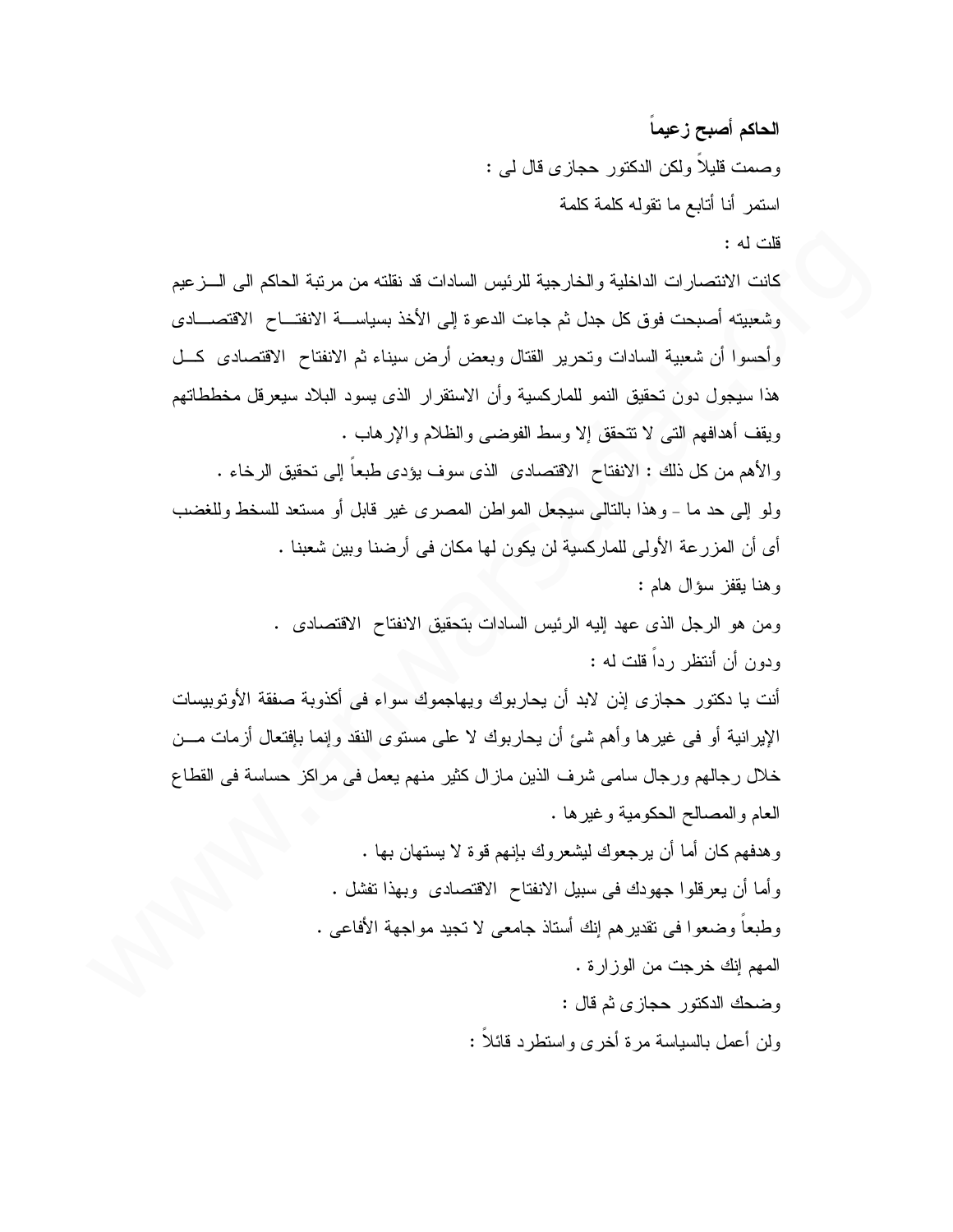**الحاكم أصبح زعيماً**

وصمت قليلاً ولكن الدكتور حجازى قال لى :

استمر أنا أتابع ما تقوله كلمة كلمة

قلت له :

كانت الانتصارات الداخلية والخارجية للرئيس السادات قد نقلته من مرتبة الحاكم الى الزعيم وشعبيته أصبحت فوق كل جدل ثم جاءت الدعوة إلى الأخذ بسياسة الانفتاح الاقتصادى وأحسوا أن شعبية السادات وتحرير القتال وبعض أرض سيناء ثم الانفتاح الاقتصادى كل هذا سيجول دون تحقيق النمو للماركسية وأن الاستقرار الذى يسود البلاد سيعرقل مخططاتهم ويقف أهدافهم التى لا تتحقق إلا وسط الفوضى والظلام والإرهاب .

والأهم من كل ذلك : الانفتاح الاقتصادى الذى سوف يؤدى طبعاً إلى تحقيق الرخاء .

ولو إلى حد ما - وهذا بالتالى سيجعل المواطن المصرى غير قابل أو مستعد للسخط وللغضب أى أن المزرعة الأولى للماركسية لن يكون لها مكان فى أرضنا وبين شعبنا .

وهنا يقفز سؤال هام :

ومن هو الرجل الذى عهد إليه الرئيس السادات بتحقيق الانفتاح الاقتصادى .

ودون أن أنتظر رداً قلت له :

أنت يا دكتور حجازى إذن لابد أن يحاربوك ويهاجموك سواء فى أكذوبة صفقة الأوتوبيسات الإيرانية أو فى غيرها وأهم شئ أن يحاربوك لا على مستوى النقد وإنما بإفتعال أزمات من خلال رجالهم ورجال سامى شرف الذين مازال كثير منهم يعمل فى مراكز حساسة فى القطاع العام والمصالح الحكومية وغيرها .

وهدفهم كان أما أن يرجعوك ليشعروك بإنهم قوة لا يستهان بها .

وأما أن يعرقلوا جهودك فى سبيل الانفتاح الاقتصادى وبهذا تفشل .

وطبعاً وضعوا فى تقديرهم إنك أستاذ جامعى لا تجيد مواجهة الأفاعى .

المهم إنك خرجت من الوزارة .

وضحك الدكتور حجازى ثم قال :

ولن أعمل بالسياسة مرة أخرى واستطرد قائلاً :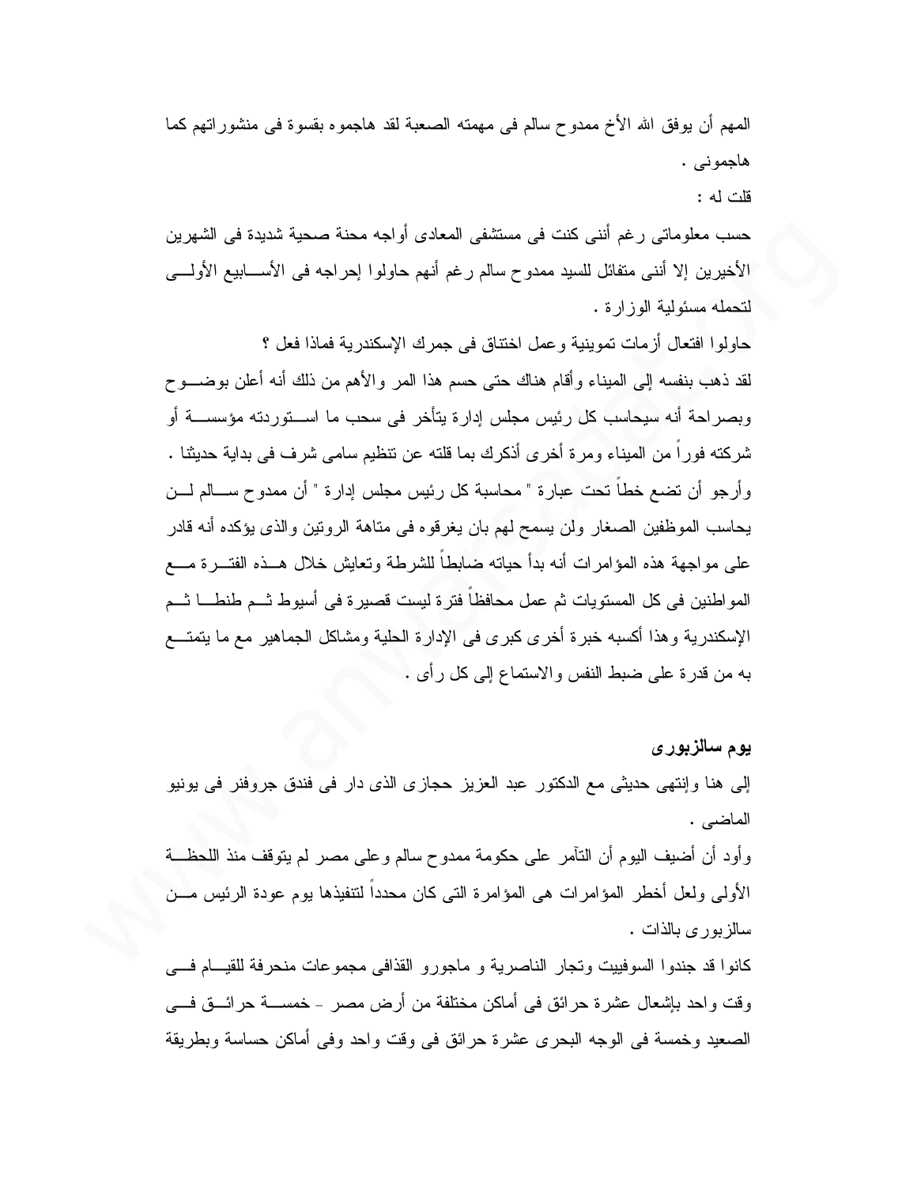المهم أن يوفق الله الأخ ممدوح سالم فى مهمته الصعبة لقد هاجموه بقسوة فى منشوراتهم كما هاجمونى .

قلت له :

حسب معلوماتى رغم أننى كنت فى مستشفى المعادى أواجه محنة صحية شديدة فى الشهرين الأخيرين إلا أننى متفائل للسيد ممدوح سالم رغم أنهم حاولوا إحراجه فى الأسابيع الأولى لتحمله مسئولية الوزارة .

حاولوا افتعال أزمات تموينية وعمل اختناق فى جمرك الإسكندرية فماذا فعل ؟

لقد ذهب بنفسه إلى الميناء وأقام هناك حتى حسم هذا المر والأهم من ذلك أنه أعلن بوضوح وبصراحة أنه سيحاسب كل رئيس مجلس إدارة يتأخر فى سحب ما استوردته مؤسسة أو شركته فوراً من الميناء ومرة أخرى أذكرك بما قلته عن تنظيم سامى شرف فى بداية حديثنا . وأرجو أن تضع خطاً تحت عبارة " محاسبة كل رئيس مجلس إدارة " أن ممدوح سالم لن يحاسب الموظفين الصغار ولن يسمح لهم بان يغرقوه فى متاهة الروتين والذى يؤكده أنه قادر على مواجهة هذه المؤامرات أنه بدأ حياته ضابطاً للشرطة وتعايش خلال هذه الفترة مع المواطنين فى كل المستويات ثم عمل محافظاً فترة ليست قصيرة فى أسيوط ثم طنطا ثم الإسكندرية وهذا أكسبه خبرة أخرى كبرى فى الإدارة الحلية ومشاكل الجماهير مع ما يتمتع به من قدرة على ضبط النفس والاستماع إلى كل رأى .

**يوم سالزبورى**

إلى هنا وإنتهى حديثى مع الدكتور عبد العزيز حجازى الذى دار فى فندق جروفنر فى يونيو الماضى .

وأود أن أضيف اليوم أن التآمر على حكومة ممدوح سالم وعلى مصر لم يتوقف منذ اللحظة الأولى ولعل أخطر المؤامرات هى المؤامرة التى كان محدداً لتنفيذها يوم عودة الرئيس من سالزبورى بالذات .

كانوا قد جندوا السوفييت وتجار الناصرية و ماجورو القذافى مجموعات منحرفة للقيام فى وقت واحد بإشعال عشرة حرائق فى أماكن مختلفة من أرض مصر - خمسة حرائق فى الصعيد وخمسة فى الوجه البحرى عشرة حرائق فى وقت واحد وفى أماكن حساسة وبطريقة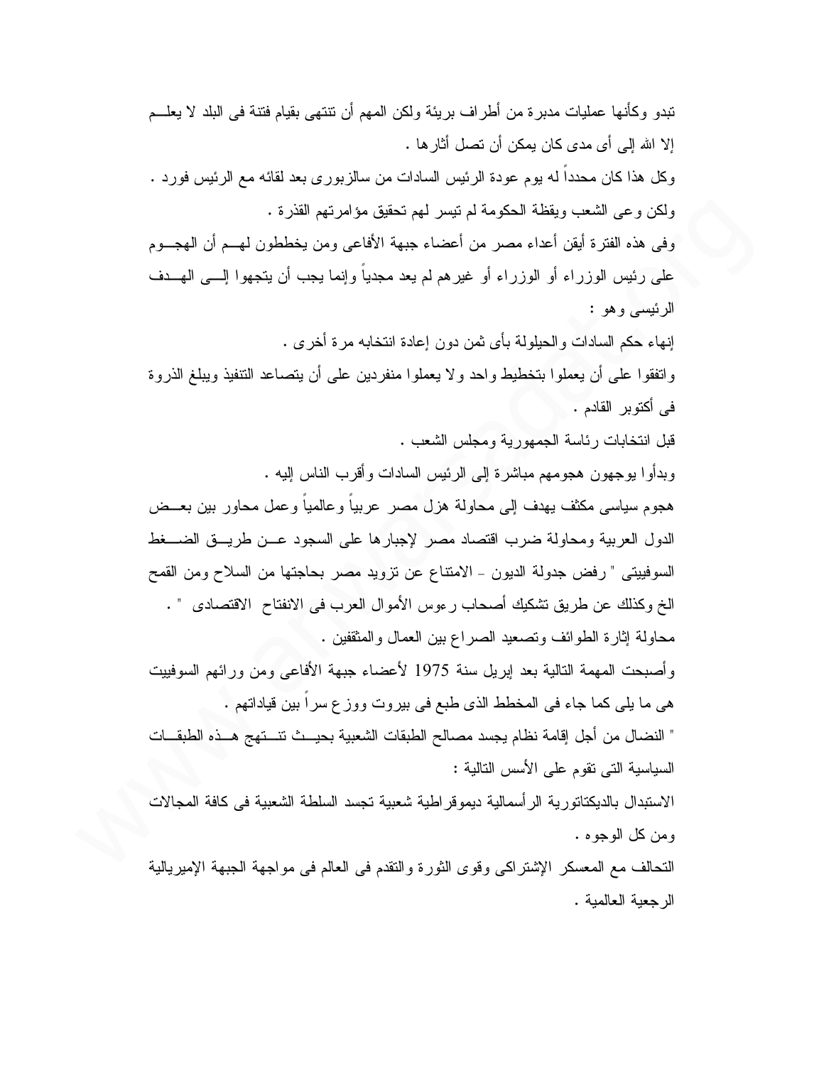تبدو وكأنها عمليات مدبرة من أطراف بريئة ولكن المهم أن تنتهى بقيام فتنة فى البلد لا يعلم إلا الله إلى أى مدى كان يمكن أن تصل أثارها .

وكل هذا كان محدداً له يوم عودة الرئيس السادات من سالزبورى بعد لقائه مع الرئيس فورد .

ولكن وعى الشعب ويقظة الحكومة لم تيسر لهم تحقيق مؤامرتهم القذرة .

وفى هذه الفترة أيقن أعداء مصر من أعضاء جبهة الأفاعى ومن يخططون لهم أن الهجوم على رئيس الوزراء أو الوزراء أو غيرهم لم يعد مجدياً وإنما يجب أن يتجهوا إلى الهدف الرئيسى وهو :

إنهاء حكم السادات والحيلولة بأى ثمن دون إعادة انتخابه مرة أخرى .

واتفقوا على أن يعملوا بتخطيط واحد ولا يعملوا منفردين على أن يتصاعد التنفيذ ويبلغ الذروة فى أكتوبر القادم .

قبل انتخابات رئاسة الجمهورية ومجلس الشعب .

وبدأوا يوجهون هجومهم مباشرة إلى الرئيس السادات وأقرب الناس إليه .

هجوم سياسى مكثف يهدف إلى محاولة هزل مصر عربياً وعالمياً وعمل محاور بين بعض الدول العربية ومحاولة ضرب اقتصاد مصر لإجبارها على السجود عن طريق الضغط السوفييتى " رفض جدولة الديون - الامتناع عن تزويد مصر بحاجتها من السلاح ومن القمح الخ وكذلك عن طريق تشكيك أصحاب رءوس الأموال العرب فى الانفتاح الاقتصادى " .

محاولة إثارة الطوائف وتصعيد الصراع بين العمال والمثقفين .

وأصبحت المهمة التالية بعد إبريل سنة 1975 لأعضاء جبهة الأفاعى ومن ورائهم السوفييت هى ما يلى كما جاء فى المخطط الذى طبع فى بيروت ووزع سراً بين قياداتهم .

" النضال من أجل إقامة نظام يجسد مصالح الطبقات الشعبية بحيث تنتهج هذه الطبقات السياسية التى تقوم على الأسس التالية :

الاستبدال بالديكتاتورية الرأسمالية ديموقراطية شعبية تجسد السلطة الشعبية فى كافة المجالات ومن كل الوجوه .

التحالف مع المعسكر الإشتراكى وقوى الثورة والتقدم فى العالم فى مواجهة الجبهة الإميريالية الرجعية العالمية .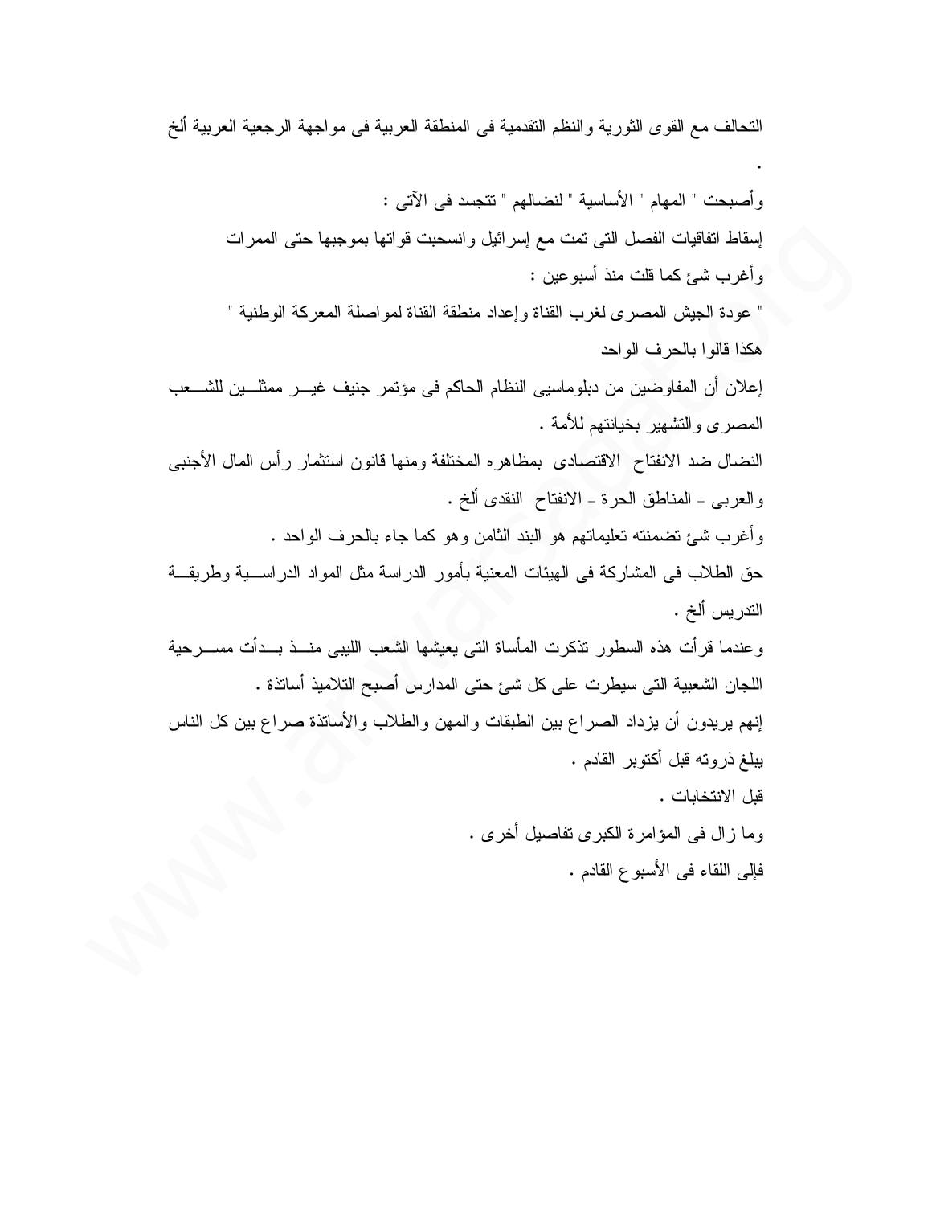التحالف مع القوى الثورية والنظم التقدمية فى المنطقة العربية فى مواجهة الرجعية العربية ألخ .

وأصبحت " المهام " الأساسية " لنضالهم " تتجسد فى الآتى :

إسقاط اتفاقيات الفصل التى تمت مع إسرائيل وانسحبت قواتها بموجبها حتى الممرات

وأغرب شئ كما قلت منذ أسبوعين :

" عودة الجيش المصرى لغرب القناة وإعداد منطقة القناة لمواصلة المعركة الوطنية "

هكذا قالوا بالحرف الواحد

إعلان أن المفاوضين من دبلوماسيى النظام الحاكم فى مؤتمر جنيف غير ممثلين للشعب المصرى والتشهير بخيانتهم للأمة .

النضال ضد الانفتاح الاقتصادى بمظاهره المختلفة ومنها قانون استثمار رأس المال الأجنبى والعربى - المناطق الحرة - الانفتاح النقدى ألخ .

وأغرب شئ تضمنته تعليماتهم هو البند الثامن وهو كما جاء بالحرف الواحد .

حق الطلاب فى المشاركة فى الهيئات المعنية بأمور الدراسة مثل المواد الدراسية وطريقة التدريس ألخ .

وعندما قرأت هذه السطور تذكرت المأساة التى يعيشها الشعب الليبى منذ بدأت مسرحية اللجان الشعبية التى سيطرت على كل شئ حتى المدارس أصبح التلاميذ أساتذة .

إنهم يريدون أن يزداد الصراع بين الطبقات والمهن والطلاب والأساتذة صراع بين كل الناس يبلغ ذروته قبل أكتوبر القادم .

قبل الانتخابات .

وما زال فى المؤامرة الكبرى تفاصيل أخرى .

فإلى اللقاء فى الأسبوع القادم .